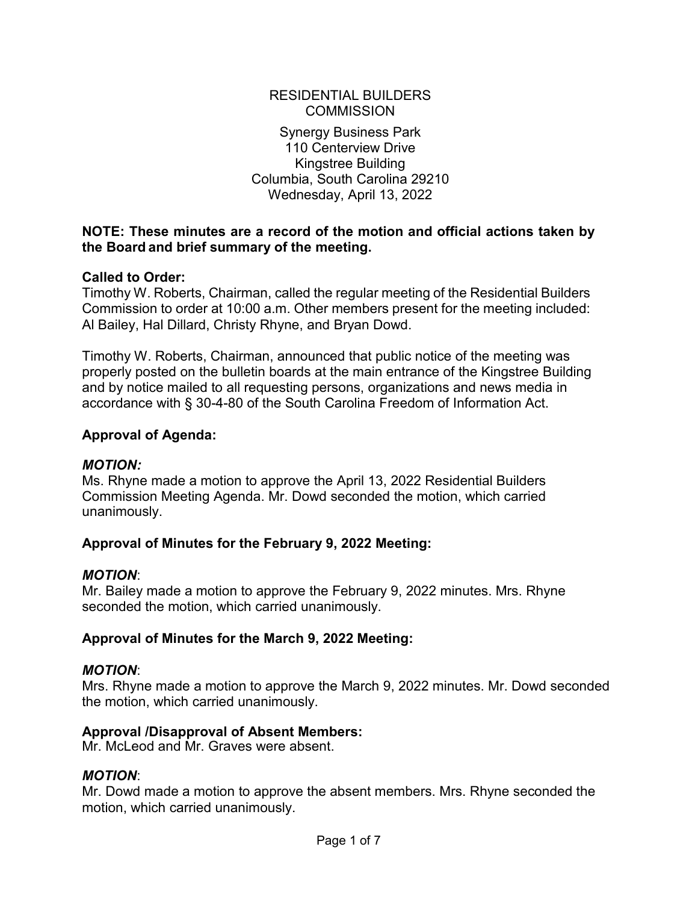# RESIDENTIAL BUILDERS COMMISSION

Synergy Business Park
110 Centerview Drive
Kingstree Building
Columbia, South Carolina 29210
Wednesday, April 13, 2022

**NOTE: These minutes are a record of the motion and official actions taken by the Board and brief summary of the meeting.**

**Called to Order:**
Timothy W. Roberts, Chairman, called the regular meeting of the Residential Builders Commission to order at 10:00 a.m. Other members present for the meeting included: Al Bailey, Hal Dillard, Christy Rhyne, and Bryan Dowd.

Timothy W. Roberts, Chairman, announced that public notice of the meeting was properly posted on the bulletin boards at the main entrance of the Kingstree Building and by notice mailed to all requesting persons, organizations and news media in accordance with § 30-4-80 of the South Carolina Freedom of Information Act.

**Approval of Agenda:**

***MOTION:***
Ms. Rhyne made a motion to approve the April 13, 2022 Residential Builders Commission Meeting Agenda. Mr. Dowd seconded the motion, which carried unanimously.

**Approval of Minutes for the February 9, 2022 Meeting:**

***MOTION***:
Mr. Bailey made a motion to approve the February 9, 2022 minutes. Mrs. Rhyne seconded the motion, which carried unanimously.

**Approval of Minutes for the March 9, 2022 Meeting:**

***MOTION***:
Mrs. Rhyne made a motion to approve the March 9, 2022 minutes. Mr. Dowd seconded the motion, which carried unanimously.

**Approval /Disapproval of Absent Members:**
Mr. McLeod and Mr. Graves were absent.

***MOTION***:
Mr. Dowd made a motion to approve the absent members. Mrs. Rhyne seconded the motion, which carried unanimously.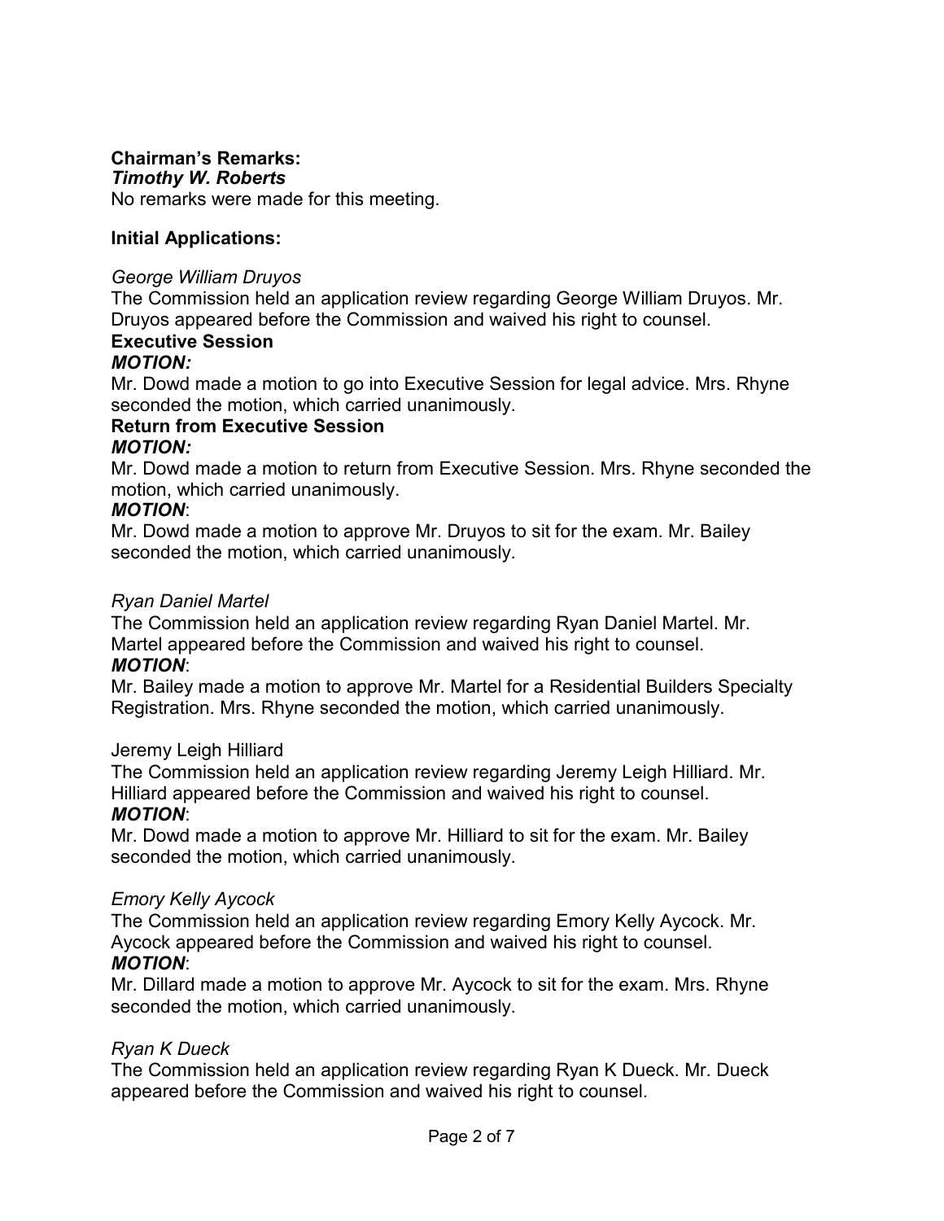**Chairman's Remarks:**
***Timothy W. Roberts***
No remarks were made for this meeting.

**Initial Applications:**

*George William Druyos*
The Commission held an application review regarding George William Druyos. Mr. Druyos appeared before the Commission and waived his right to counsel.

**Executive Session**
***MOTION:***
Mr. Dowd made a motion to go into Executive Session for legal advice. Mrs. Rhyne seconded the motion, which carried unanimously.

**Return from Executive Session**
***MOTION:***
Mr. Dowd made a motion to return from Executive Session. Mrs. Rhyne seconded the motion, which carried unanimously.

***MOTION***:
Mr. Dowd made a motion to approve Mr. Druyos to sit for the exam. Mr. Bailey seconded the motion, which carried unanimously.

*Ryan Daniel Martel*
The Commission held an application review regarding Ryan Daniel Martel. Mr. Martel appeared before the Commission and waived his right to counsel.

***MOTION***:
Mr. Bailey made a motion to approve Mr. Martel for a Residential Builders Specialty Registration. Mrs. Rhyne seconded the motion, which carried unanimously.

Jeremy Leigh Hilliard
The Commission held an application review regarding Jeremy Leigh Hilliard. Mr. Hilliard appeared before the Commission and waived his right to counsel.

***MOTION***:
Mr. Dowd made a motion to approve Mr. Hilliard to sit for the exam. Mr. Bailey seconded the motion, which carried unanimously.

*Emory Kelly Aycock*
The Commission held an application review regarding Emory Kelly Aycock. Mr. Aycock appeared before the Commission and waived his right to counsel.

***MOTION***:
Mr. Dillard made a motion to approve Mr. Aycock to sit for the exam. Mrs. Rhyne seconded the motion, which carried unanimously.

*Ryan K Dueck*
The Commission held an application review regarding Ryan K Dueck. Mr. Dueck appeared before the Commission and waived his right to counsel.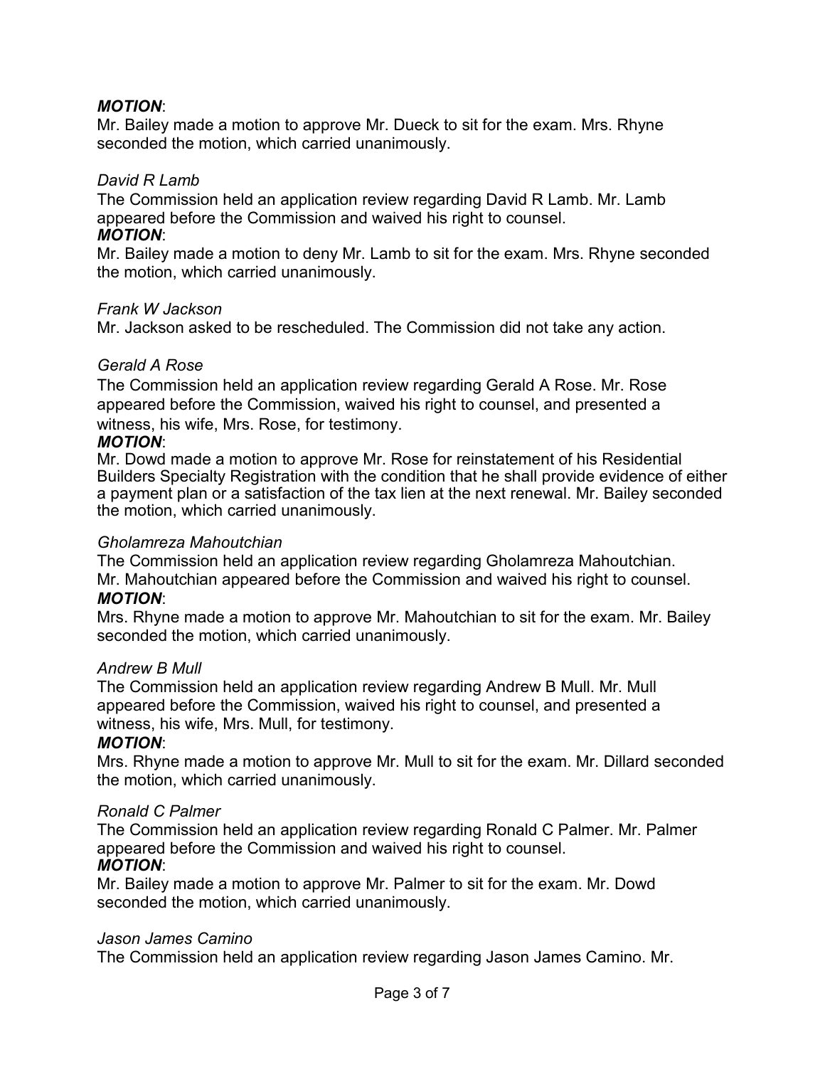***MOTION***:
Mr. Bailey made a motion to approve Mr. Dueck to sit for the exam. Mrs. Rhyne seconded the motion, which carried unanimously.

*David R Lamb*

The Commission held an application review regarding David R Lamb. Mr. Lamb appeared before the Commission and waived his right to counsel.

***MOTION***:
Mr. Bailey made a motion to deny Mr. Lamb to sit for the exam. Mrs. Rhyne seconded the motion, which carried unanimously.

*Frank W Jackson*

Mr. Jackson asked to be rescheduled. The Commission did not take any action.

*Gerald A Rose*

The Commission held an application review regarding Gerald A Rose. Mr. Rose appeared before the Commission, waived his right to counsel, and presented a witness, his wife, Mrs. Rose, for testimony.

***MOTION***:
Mr. Dowd made a motion to approve Mr. Rose for reinstatement of his Residential Builders Specialty Registration with the condition that he shall provide evidence of either a payment plan or a satisfaction of the tax lien at the next renewal. Mr. Bailey seconded the motion, which carried unanimously.

*Gholamreza Mahoutchian*

The Commission held an application review regarding Gholamreza Mahoutchian. Mr. Mahoutchian appeared before the Commission and waived his right to counsel.

***MOTION***:
Mrs. Rhyne made a motion to approve Mr. Mahoutchian to sit for the exam. Mr. Bailey seconded the motion, which carried unanimously.

*Andrew B Mull*

The Commission held an application review regarding Andrew B Mull. Mr. Mull appeared before the Commission, waived his right to counsel, and presented a witness, his wife, Mrs. Mull, for testimony.

***MOTION***:
Mrs. Rhyne made a motion to approve Mr. Mull to sit for the exam. Mr. Dillard seconded the motion, which carried unanimously.

*Ronald C Palmer*

The Commission held an application review regarding Ronald C Palmer. Mr. Palmer appeared before the Commission and waived his right to counsel.

***MOTION***:
Mr. Bailey made a motion to approve Mr. Palmer to sit for the exam. Mr. Dowd seconded the motion, which carried unanimously.

*Jason James Camino*

The Commission held an application review regarding Jason James Camino. Mr.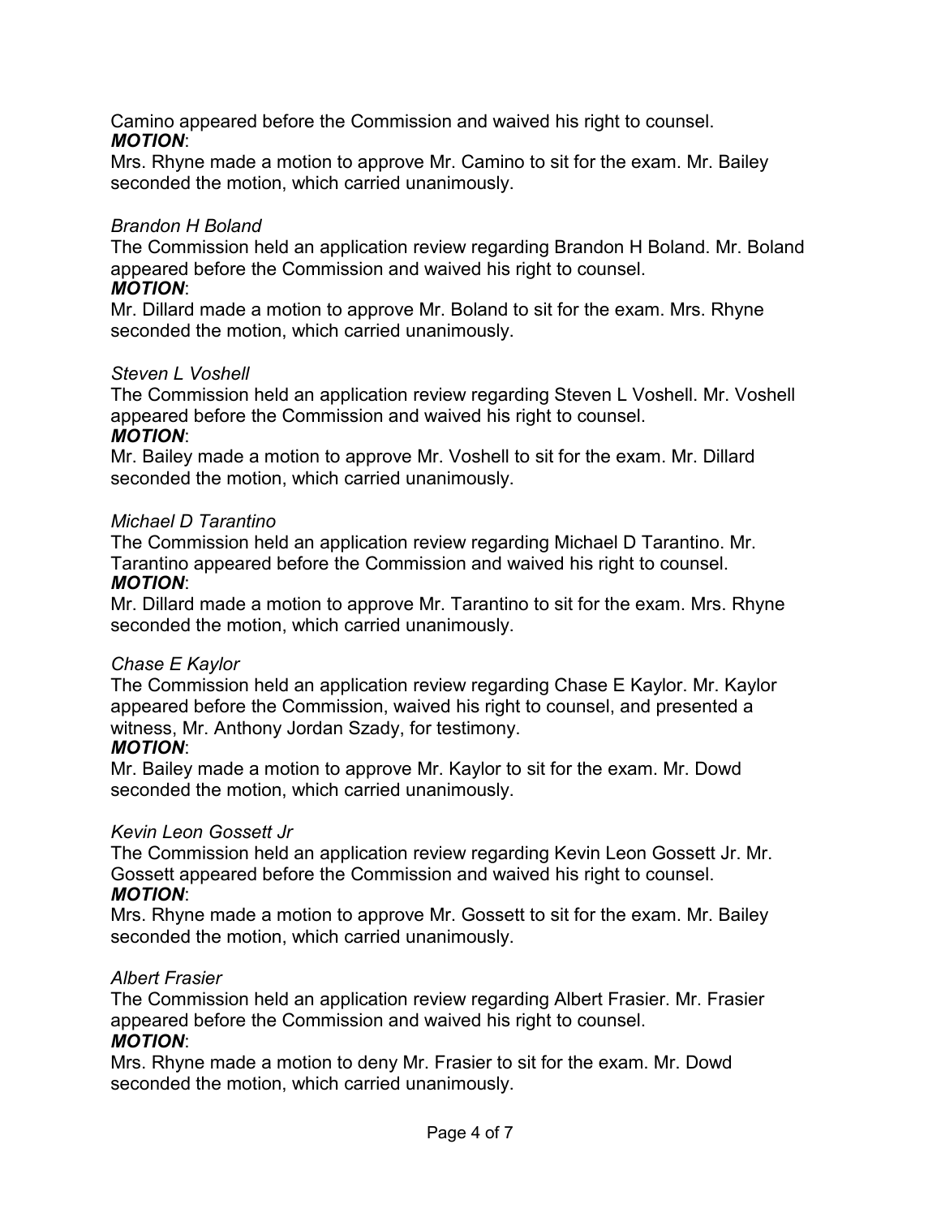Camino appeared before the Commission and waived his right to counsel.
***MOTION***:
Mrs. Rhyne made a motion to approve Mr. Camino to sit for the exam. Mr. Bailey seconded the motion, which carried unanimously.

*Brandon H Boland*
The Commission held an application review regarding Brandon H Boland. Mr. Boland appeared before the Commission and waived his right to counsel.
***MOTION***:
Mr. Dillard made a motion to approve Mr. Boland to sit for the exam. Mrs. Rhyne seconded the motion, which carried unanimously.

*Steven L Voshell*
The Commission held an application review regarding Steven L Voshell. Mr. Voshell appeared before the Commission and waived his right to counsel.
***MOTION***:
Mr. Bailey made a motion to approve Mr. Voshell to sit for the exam. Mr. Dillard seconded the motion, which carried unanimously.

*Michael D Tarantino*
The Commission held an application review regarding Michael D Tarantino. Mr. Tarantino appeared before the Commission and waived his right to counsel.
***MOTION***:
Mr. Dillard made a motion to approve Mr. Tarantino to sit for the exam. Mrs. Rhyne seconded the motion, which carried unanimously.

*Chase E Kaylor*
The Commission held an application review regarding Chase E Kaylor. Mr. Kaylor appeared before the Commission, waived his right to counsel, and presented a witness, Mr. Anthony Jordan Szady, for testimony.
***MOTION***:
Mr. Bailey made a motion to approve Mr. Kaylor to sit for the exam. Mr. Dowd seconded the motion, which carried unanimously.

*Kevin Leon Gossett Jr*
The Commission held an application review regarding Kevin Leon Gossett Jr. Mr. Gossett appeared before the Commission and waived his right to counsel.
***MOTION***:
Mrs. Rhyne made a motion to approve Mr. Gossett to sit for the exam. Mr. Bailey seconded the motion, which carried unanimously.

*Albert Frasier*
The Commission held an application review regarding Albert Frasier. Mr. Frasier appeared before the Commission and waived his right to counsel.
***MOTION***:
Mrs. Rhyne made a motion to deny Mr. Frasier to sit for the exam. Mr. Dowd seconded the motion, which carried unanimously.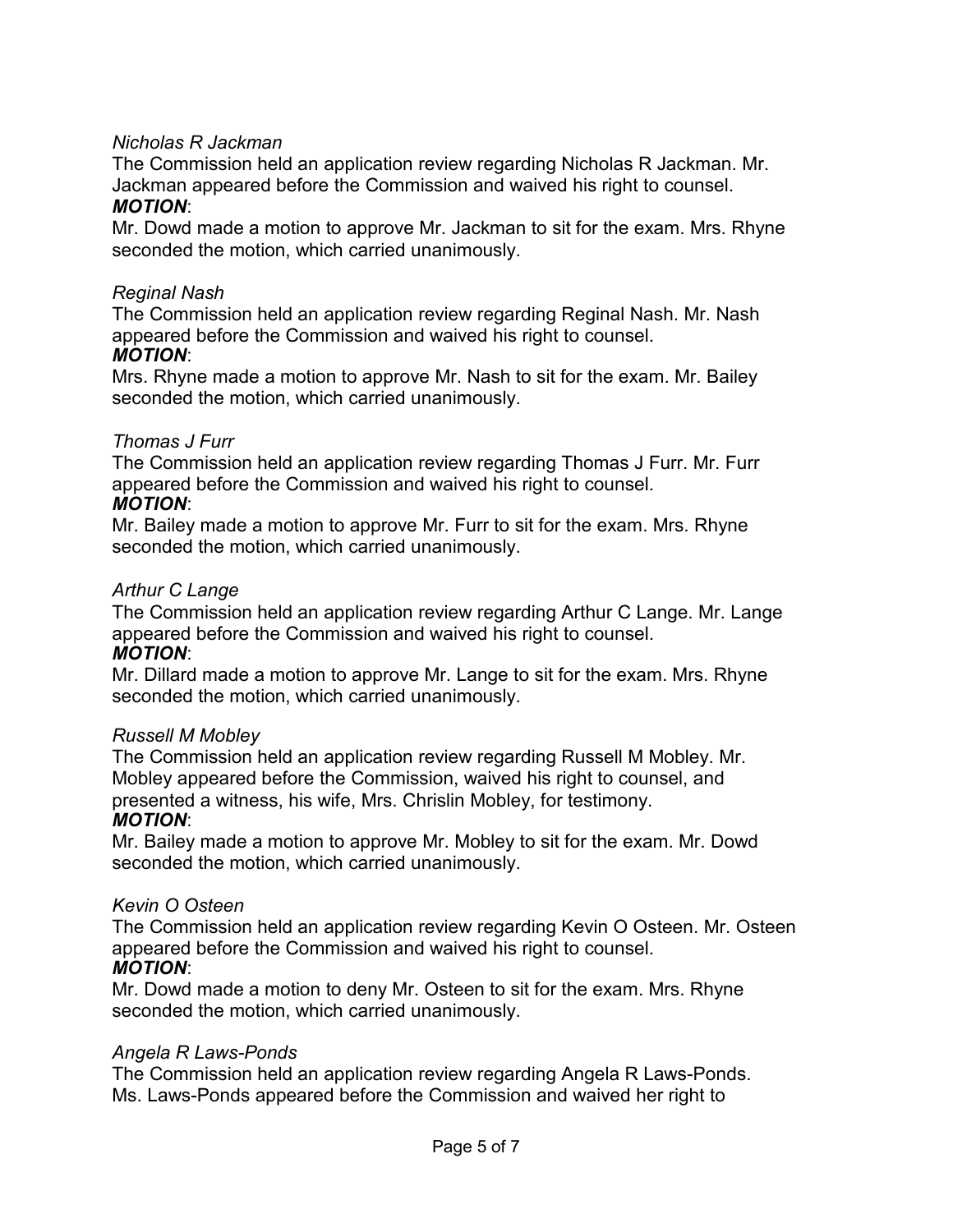*Nicholas R Jackman*

The Commission held an application review regarding Nicholas R Jackman. Mr. Jackman appeared before the Commission and waived his right to counsel.

***MOTION***:

Mr. Dowd made a motion to approve Mr. Jackman to sit for the exam. Mrs. Rhyne seconded the motion, which carried unanimously.

*Reginal Nash*

The Commission held an application review regarding Reginal Nash. Mr. Nash appeared before the Commission and waived his right to counsel.

***MOTION***:

Mrs. Rhyne made a motion to approve Mr. Nash to sit for the exam. Mr. Bailey seconded the motion, which carried unanimously.

*Thomas J Furr*

The Commission held an application review regarding Thomas J Furr. Mr. Furr appeared before the Commission and waived his right to counsel.

***MOTION***:

Mr. Bailey made a motion to approve Mr. Furr to sit for the exam. Mrs. Rhyne seconded the motion, which carried unanimously.

*Arthur C Lange*

The Commission held an application review regarding Arthur C Lange. Mr. Lange appeared before the Commission and waived his right to counsel.

***MOTION***:

Mr. Dillard made a motion to approve Mr. Lange to sit for the exam. Mrs. Rhyne seconded the motion, which carried unanimously.

*Russell M Mobley*

The Commission held an application review regarding Russell M Mobley. Mr. Mobley appeared before the Commission, waived his right to counsel, and presented a witness, his wife, Mrs. Chrislin Mobley, for testimony.

***MOTION***:

Mr. Bailey made a motion to approve Mr. Mobley to sit for the exam. Mr. Dowd seconded the motion, which carried unanimously.

*Kevin O Osteen*

The Commission held an application review regarding Kevin O Osteen. Mr. Osteen appeared before the Commission and waived his right to counsel.

***MOTION***:

Mr. Dowd made a motion to deny Mr. Osteen to sit for the exam. Mrs. Rhyne seconded the motion, which carried unanimously.

*Angela R Laws-Ponds*

The Commission held an application review regarding Angela R Laws-Ponds. Ms. Laws-Ponds appeared before the Commission and waived her right to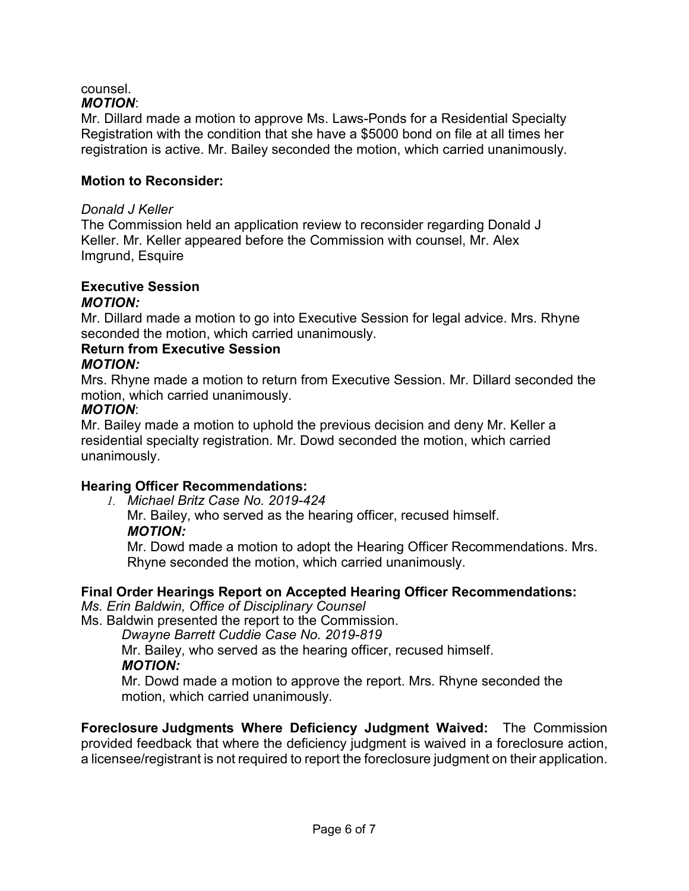counsel.

***MOTION***:

Mr. Dillard made a motion to approve Ms. Laws-Ponds for a Residential Specialty Registration with the condition that she have a $5000 bond on file at all times her registration is active. Mr. Bailey seconded the motion, which carried unanimously.

**Motion to Reconsider:**

*Donald J Keller*

The Commission held an application review to reconsider regarding Donald J Keller. Mr. Keller appeared before the Commission with counsel, Mr. Alex Imgrund, Esquire

**Executive Session**

***MOTION:***

Mr. Dillard made a motion to go into Executive Session for legal advice. Mrs. Rhyne seconded the motion, which carried unanimously.

**Return from Executive Session**

***MOTION:***

Mrs. Rhyne made a motion to return from Executive Session. Mr. Dillard seconded the motion, which carried unanimously.

***MOTION***:

Mr. Bailey made a motion to uphold the previous decision and deny Mr. Keller a residential specialty registration. Mr. Dowd seconded the motion, which carried unanimously.

**Hearing Officer Recommendations:**

1. *Michael Britz Case No. 2019-424*

   Mr. Bailey, who served as the hearing officer, recused himself.

   ***MOTION:***

   Mr. Dowd made a motion to adopt the Hearing Officer Recommendations. Mrs. Rhyne seconded the motion, which carried unanimously.

**Final Order Hearings Report on Accepted Hearing Officer Recommendations:**

*Ms. Erin Baldwin, Office of Disciplinary Counsel*

Ms. Baldwin presented the report to the Commission.

*Dwayne Barrett Cuddie Case No. 2019-819*

Mr. Bailey, who served as the hearing officer, recused himself.

***MOTION:***

Mr. Dowd made a motion to approve the report. Mrs. Rhyne seconded the motion, which carried unanimously.

**Foreclosure Judgments Where Deficiency Judgment Waived:** The Commission provided feedback that where the deficiency judgment is waived in a foreclosure action, a licensee/registrant is not required to report the foreclosure judgment on their application.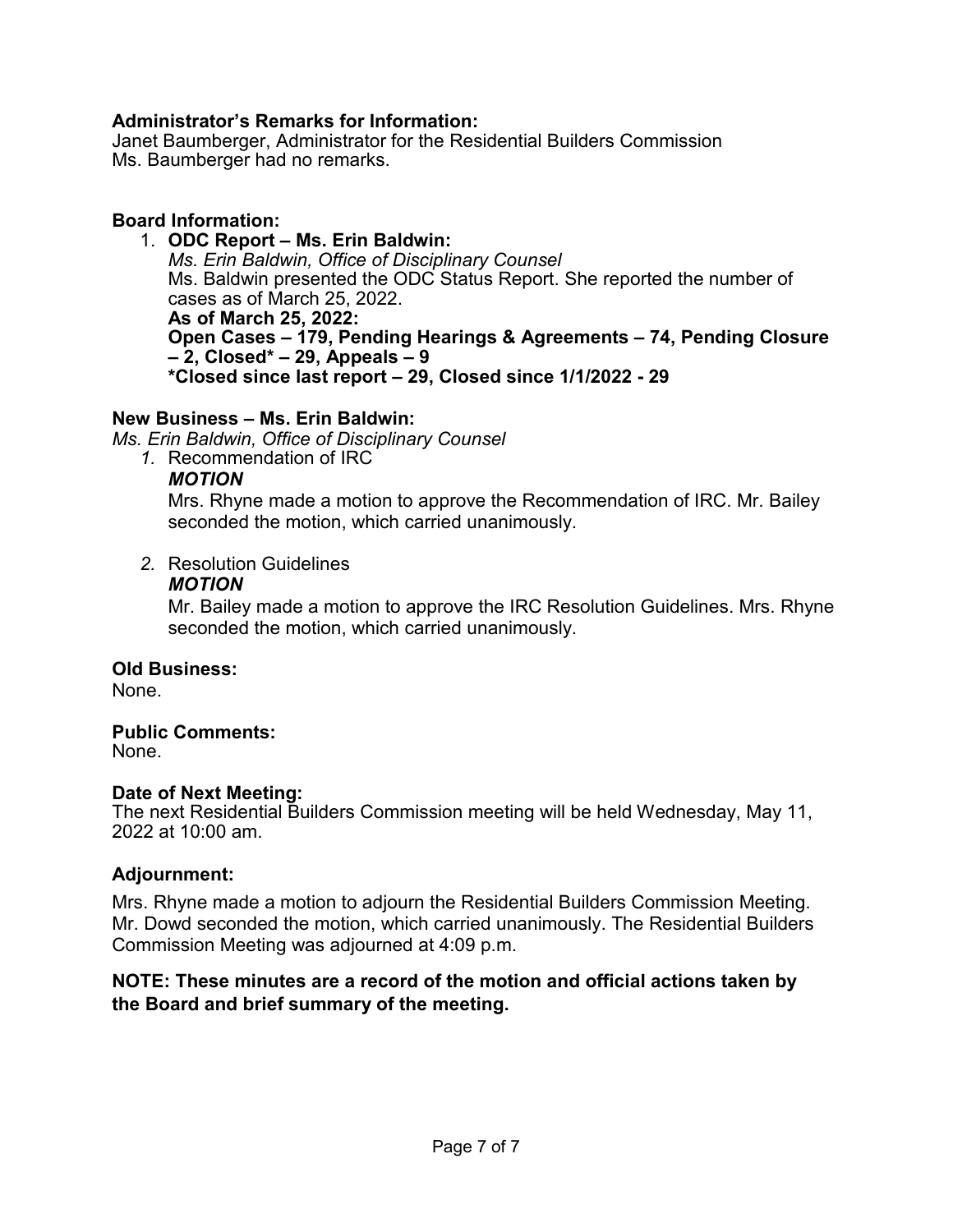**Administrator's Remarks for Information:**
Janet Baumberger, Administrator for the Residential Builders Commission
Ms. Baumberger had no remarks.

**Board Information:**

1. **ODC Report – Ms. Erin Baldwin:**
   *Ms. Erin Baldwin, Office of Disciplinary Counsel*
   Ms. Baldwin presented the ODC Status Report. She reported the number of cases as of March 25, 2022.
   **As of March 25, 2022:**
   **Open Cases – 179, Pending Hearings & Agreements – 74, Pending Closure – 2, Closed* – 29, Appeals – 9**
   ***Closed since last report – 29, Closed since 1/1/2022 - 29**

**New Business – Ms. Erin Baldwin:**
*Ms. Erin Baldwin, Office of Disciplinary Counsel*

1. Recommendation of IRC
   ***MOTION***
   Mrs. Rhyne made a motion to approve the Recommendation of IRC. Mr. Bailey seconded the motion, which carried unanimously.

2. Resolution Guidelines
   ***MOTION***
   Mr. Bailey made a motion to approve the IRC Resolution Guidelines. Mrs. Rhyne seconded the motion, which carried unanimously.

**Old Business:**
None.

**Public Comments:**
None.

**Date of Next Meeting:**
The next Residential Builders Commission meeting will be held Wednesday, May 11, 2022 at 10:00 am.

**Adjournment:**

Mrs. Rhyne made a motion to adjourn the Residential Builders Commission Meeting. Mr. Dowd seconded the motion, which carried unanimously. The Residential Builders Commission Meeting was adjourned at 4:09 p.m.

**NOTE: These minutes are a record of the motion and official actions taken by the Board and brief summary of the meeting.**